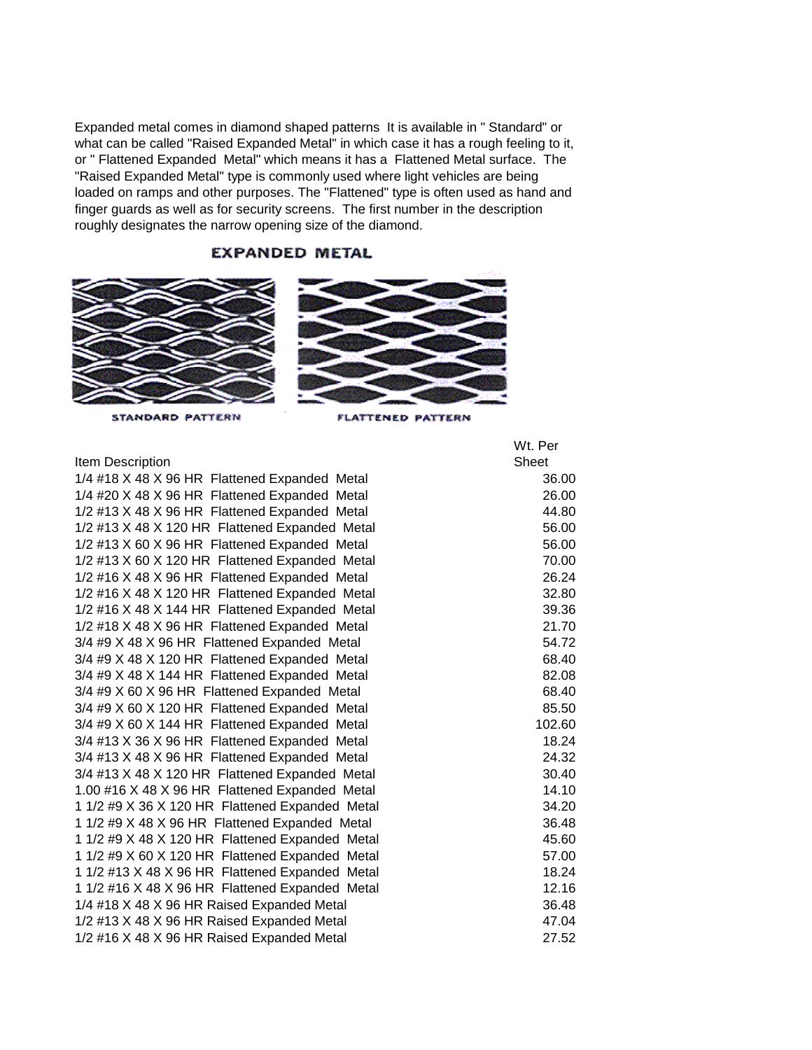Expanded metal comes in diamond shaped patterns It is available in " Standard" or what can be called "Raised Expanded Metal" in which case it has a rough feeling to it, or " Flattened Expanded Metal" which means it has a Flattened Metal surface. The "Raised Expanded Metal" type is commonly used where light vehicles are being loaded on ramps and other purposes. The "Flattened" type is often used as hand and finger guards as well as for security screens. The first number in the description roughly designates the narrow opening size of the diamond.

**EXPANDED METAL**

STANDARD PATTERN

FLATTENED PATTERN

| Item Description | Wt. Per Sheet |
|---|---|
| 1/4 #18 X 48 X 96 HR Flattened Expanded Metal | 36.00 |
| 1/4 #20 X 48 X 96 HR Flattened Expanded Metal | 26.00 |
| 1/2 #13 X 48 X 96 HR Flattened Expanded Metal | 44.80 |
| 1/2 #13 X 48 X 120 HR Flattened Expanded Metal | 56.00 |
| 1/2 #13 X 60 X 96 HR Flattened Expanded Metal | 56.00 |
| 1/2 #13 X 60 X 120 HR Flattened Expanded Metal | 70.00 |
| 1/2 #16 X 48 X 96 HR Flattened Expanded Metal | 26.24 |
| 1/2 #16 X 48 X 120 HR Flattened Expanded Metal | 32.80 |
| 1/2 #16 X 48 X 144 HR Flattened Expanded Metal | 39.36 |
| 1/2 #18 X 48 X 96 HR Flattened Expanded Metal | 21.70 |
| 3/4 #9 X 48 X 96 HR Flattened Expanded Metal | 54.72 |
| 3/4 #9 X 48 X 120 HR Flattened Expanded Metal | 68.40 |
| 3/4 #9 X 48 X 144 HR Flattened Expanded Metal | 82.08 |
| 3/4 #9 X 60 X 96 HR Flattened Expanded Metal | 68.40 |
| 3/4 #9 X 60 X 120 HR Flattened Expanded Metal | 85.50 |
| 3/4 #9 X 60 X 144 HR Flattened Expanded Metal | 102.60 |
| 3/4 #13 X 36 X 96 HR Flattened Expanded Metal | 18.24 |
| 3/4 #13 X 48 X 96 HR Flattened Expanded Metal | 24.32 |
| 3/4 #13 X 48 X 120 HR Flattened Expanded Metal | 30.40 |
| 1.00 #16 X 48 X 96 HR Flattened Expanded Metal | 14.10 |
| 1 1/2 #9 X 36 X 120 HR Flattened Expanded Metal | 34.20 |
| 1 1/2 #9 X 48 X 96 HR Flattened Expanded Metal | 36.48 |
| 1 1/2 #9 X 48 X 120 HR Flattened Expanded Metal | 45.60 |
| 1 1/2 #9 X 60 X 120 HR Flattened Expanded Metal | 57.00 |
| 1 1/2 #13 X 48 X 96 HR Flattened Expanded Metal | 18.24 |
| 1 1/2 #16 X 48 X 96 HR Flattened Expanded Metal | 12.16 |
| 1/4 #18 X 48 X 96 HR Raised Expanded Metal | 36.48 |
| 1/2 #13 X 48 X 96 HR Raised Expanded Metal | 47.04 |
| 1/2 #16 X 48 X 96 HR Raised Expanded Metal | 27.52 |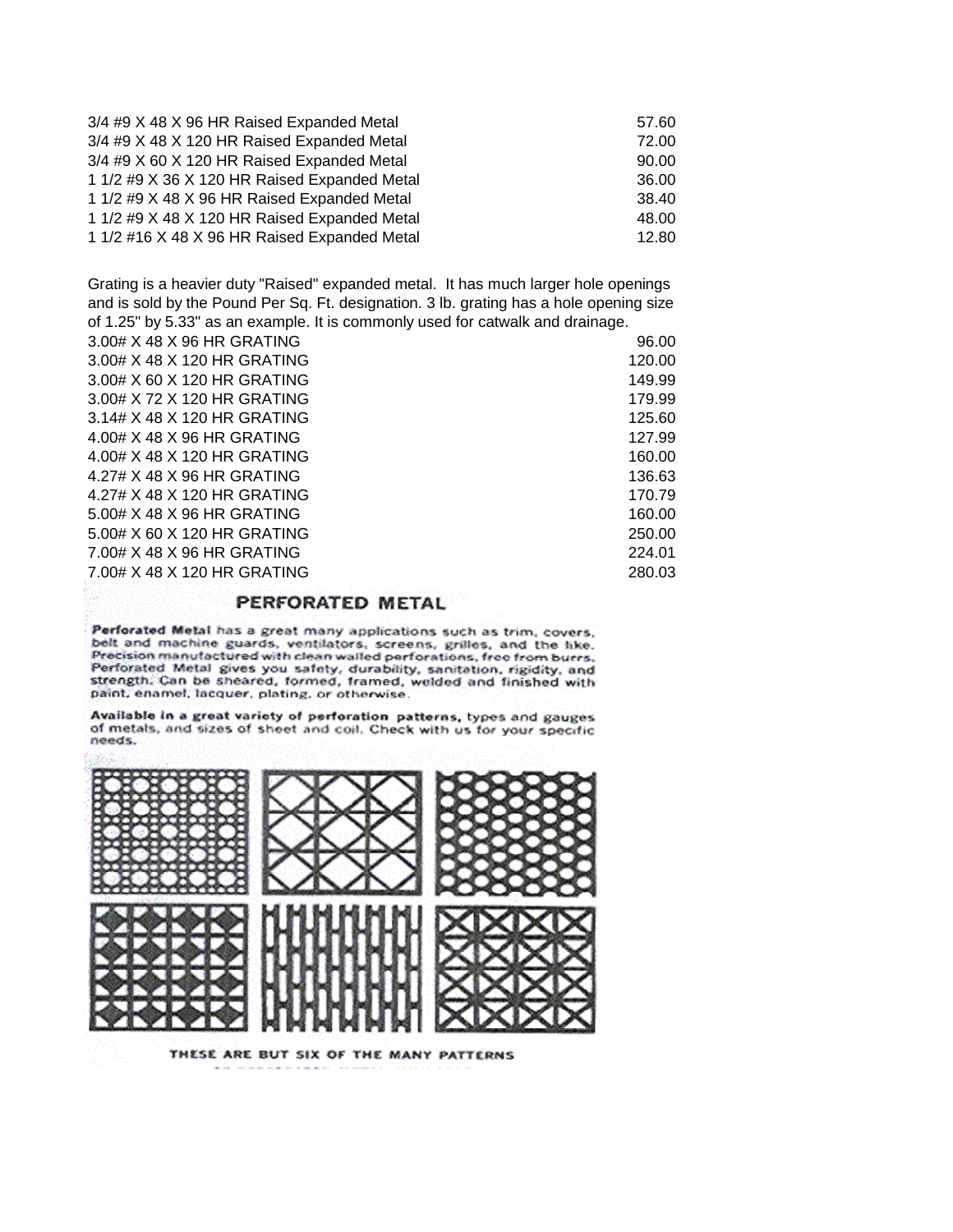| | |
|---|---|
| 3/4 #9 X 48 X 96 HR Raised Expanded Metal | 57.60 |
| 3/4 #9 X 48 X 120 HR Raised Expanded Metal | 72.00 |
| 3/4 #9 X 60 X 120 HR Raised Expanded Metal | 90.00 |
| 1 1/2 #9 X 36 X 120 HR Raised Expanded Metal | 36.00 |
| 1 1/2 #9 X 48 X 96 HR Raised Expanded Metal | 38.40 |
| 1 1/2 #9 X 48 X 120 HR Raised Expanded Metal | 48.00 |
| 1 1/2 #16 X 48 X 96 HR Raised Expanded Metal | 12.80 |

Grating is a heavier duty "Raised" expanded metal. It has much larger hole openings and is sold by the Pound Per Sq. Ft. designation. 3 lb. grating has a hole opening size of 1.25" by 5.33" as an example. It is commonly used for catwalk and drainage.

| | |
|---|---|
| 3.00# X 48 X 96 HR GRATING | 96.00 |
| 3.00# X 48 X 120 HR GRATING | 120.00 |
| 3.00# X 60 X 120 HR GRATING | 149.99 |
| 3.00# X 72 X 120 HR GRATING | 179.99 |
| 3.14# X 48 X 120 HR GRATING | 125.60 |
| 4.00# X 48 X 96 HR GRATING | 127.99 |
| 4.00# X 48 X 120 HR GRATING | 160.00 |
| 4.27# X 48 X 96 HR GRATING | 136.63 |
| 4.27# X 48 X 120 HR GRATING | 170.79 |
| 5.00# X 48 X 96 HR GRATING | 160.00 |
| 5.00# X 60 X 120 HR GRATING | 250.00 |
| 7.00# X 48 X 96 HR GRATING | 224.01 |
| 7.00# X 48 X 120 HR GRATING | 280.03 |

## PERFORATED METAL

**Perforated Metal** has a great many applications such as trim, covers, belt and machine guards, ventilators, screens, grilles, and the like. Precision manufactured with clean walled perforations, free from burrs. Perforated Metal gives you safety, durability, sanitation, rigidity, and strength. Can be sheared, formed, framed, welded and finished with paint, enamel, lacquer, plating, or otherwise.

**Available in a great variety of perforation patterns,** types and gauges of metals, and sizes of sheet and coil. Check with us for your specific needs.

THESE ARE BUT SIX OF THE MANY PATTERNS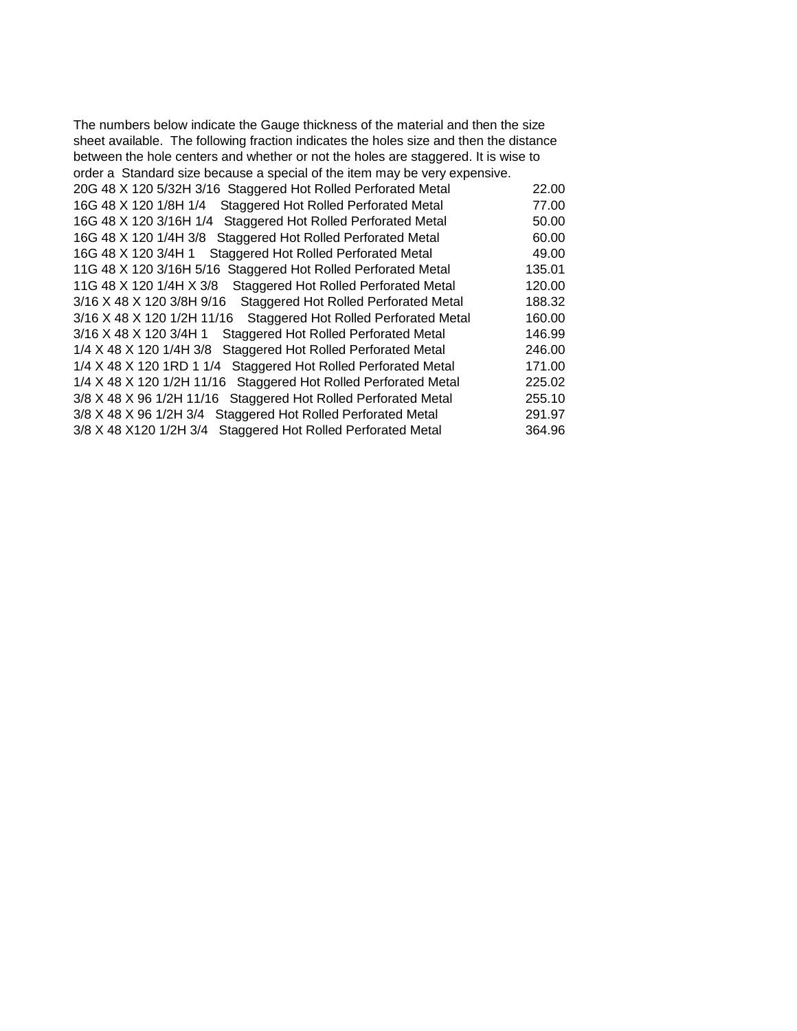The numbers below indicate the Gauge thickness of the material and then the size sheet available. The following fraction indicates the holes size and then the distance between the hole centers and whether or not the holes are staggered. It is wise to order a Standard size because a special of the item may be very expensive.

| | |
|---|---|
| 20G 48 X 120 5/32H 3/16 Staggered Hot Rolled Perforated Metal | 22.00 |
| 16G 48 X 120 1/8H 1/4 Staggered Hot Rolled Perforated Metal | 77.00 |
| 16G 48 X 120 3/16H 1/4 Staggered Hot Rolled Perforated Metal | 50.00 |
| 16G 48 X 120 1/4H 3/8 Staggered Hot Rolled Perforated Metal | 60.00 |
| 16G 48 X 120 3/4H 1 Staggered Hot Rolled Perforated Metal | 49.00 |
| 11G 48 X 120 3/16H 5/16 Staggered Hot Rolled Perforated Metal | 135.01 |
| 11G 48 X 120 1/4H X 3/8 Staggered Hot Rolled Perforated Metal | 120.00 |
| 3/16 X 48 X 120 3/8H 9/16 Staggered Hot Rolled Perforated Metal | 188.32 |
| 3/16 X 48 X 120 1/2H 11/16 Staggered Hot Rolled Perforated Metal | 160.00 |
| 3/16 X 48 X 120 3/4H 1 Staggered Hot Rolled Perforated Metal | 146.99 |
| 1/4 X 48 X 120 1/4H 3/8 Staggered Hot Rolled Perforated Metal | 246.00 |
| 1/4 X 48 X 120 1RD 1 1/4 Staggered Hot Rolled Perforated Metal | 171.00 |
| 1/4 X 48 X 120 1/2H 11/16 Staggered Hot Rolled Perforated Metal | 225.02 |
| 3/8 X 48 X 96 1/2H 11/16 Staggered Hot Rolled Perforated Metal | 255.10 |
| 3/8 X 48 X 96 1/2H 3/4 Staggered Hot Rolled Perforated Metal | 291.97 |
| 3/8 X 48 X120 1/2H 3/4 Staggered Hot Rolled Perforated Metal | 364.96 |